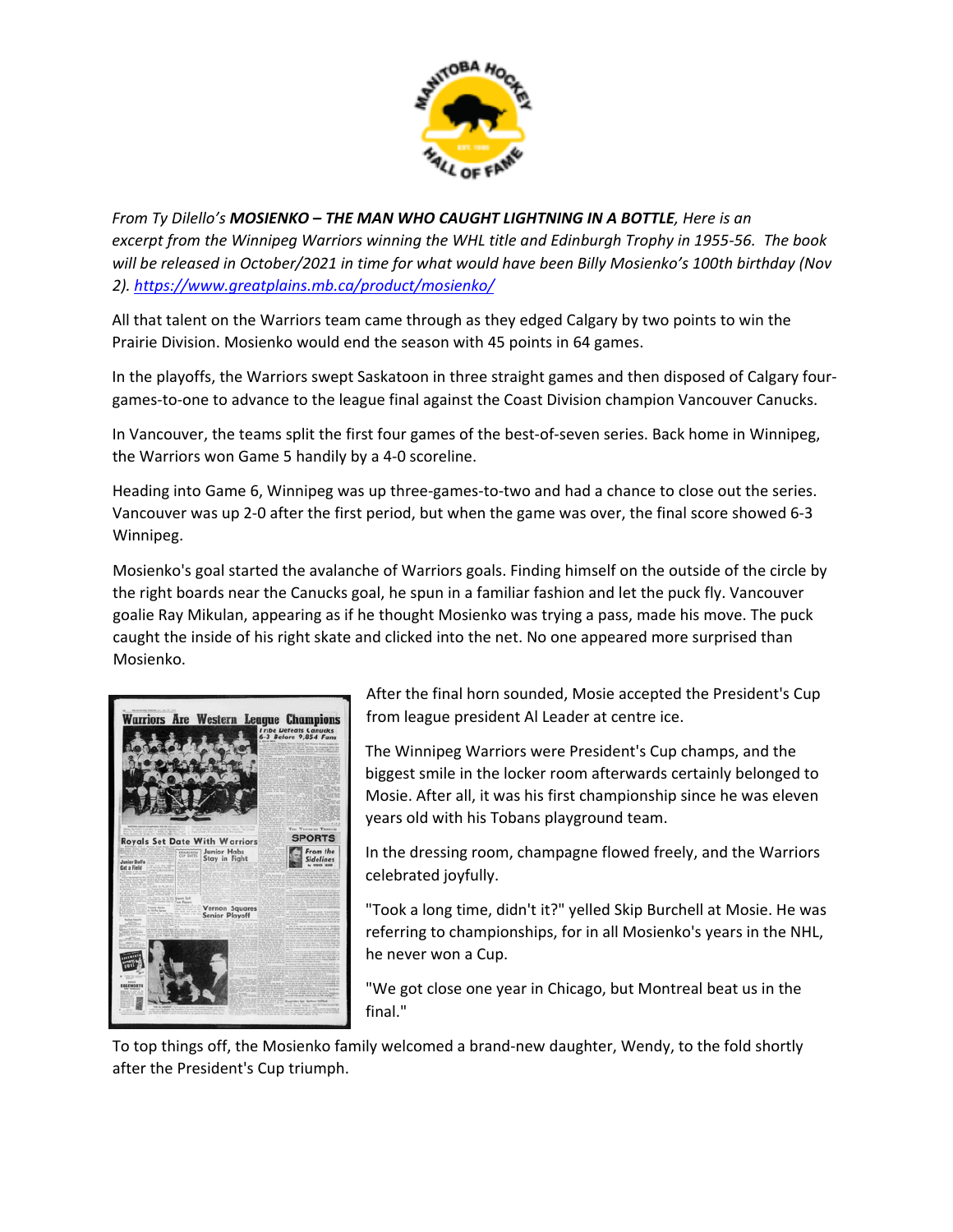*From Ty Dilello's **MOSIENKO – THE MAN WHO CAUGHT LIGHTNING IN A BOTTLE**, Here is an excerpt from the Winnipeg Warriors winning the WHL title and Edinburgh Trophy in 1955-56. The book will be released in October/2021 in time for what would have been Billy Mosienko's 100th birthday (Nov 2). [https://www.greatplains.mb.ca/product/mosienko/](https://www.greatplains.mb.ca/product/mosienko/)*

All that talent on the Warriors team came through as they edged Calgary by two points to win the Prairie Division. Mosienko would end the season with 45 points in 64 games.

In the playoffs, the Warriors swept Saskatoon in three straight games and then disposed of Calgary four-games-to-one to advance to the league final against the Coast Division champion Vancouver Canucks.

In Vancouver, the teams split the first four games of the best-of-seven series. Back home in Winnipeg, the Warriors won Game 5 handily by a 4-0 scoreline.

Heading into Game 6, Winnipeg was up three-games-to-two and had a chance to close out the series. Vancouver was up 2-0 after the first period, but when the game was over, the final score showed 6-3 Winnipeg.

Mosienko's goal started the avalanche of Warriors goals. Finding himself on the outside of the circle by the right boards near the Canucks goal, he spun in a familiar fashion and let the puck fly. Vancouver goalie Ray Mikulan, appearing as if he thought Mosienko was trying a pass, made his move. The puck caught the inside of his right skate and clicked into the net. No one appeared more surprised than Mosienko.

After the final horn sounded, Mosie accepted the President's Cup from league president Al Leader at centre ice.

The Winnipeg Warriors were President's Cup champs, and the biggest smile in the locker room afterwards certainly belonged to Mosie. After all, it was his first championship since he was eleven years old with his Tobans playground team.

In the dressing room, champagne flowed freely, and the Warriors celebrated joyfully.

"Took a long time, didn't it?" yelled Skip Burchell at Mosie. He was referring to championships, for in all Mosienko's years in the NHL, he never won a Cup.

"We got close one year in Chicago, but Montreal beat us in the final."

To top things off, the Mosienko family welcomed a brand-new daughter, Wendy, to the fold shortly after the President's Cup triumph.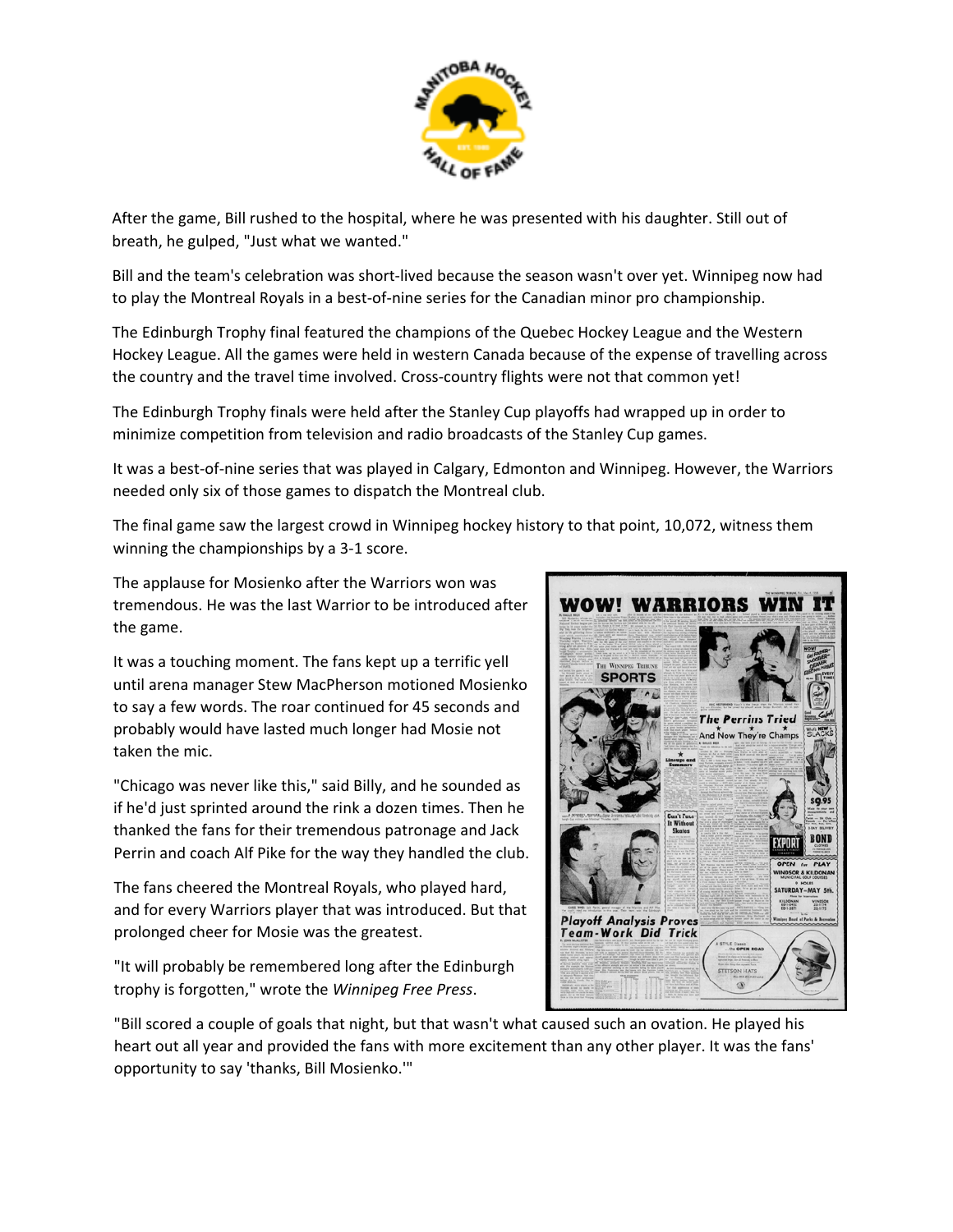After the game, Bill rushed to the hospital, where he was presented with his daughter. Still out of breath, he gulped, "Just what we wanted."

Bill and the team's celebration was short-lived because the season wasn't over yet. Winnipeg now had to play the Montreal Royals in a best-of-nine series for the Canadian minor pro championship.

The Edinburgh Trophy final featured the champions of the Quebec Hockey League and the Western Hockey League. All the games were held in western Canada because of the expense of travelling across the country and the travel time involved. Cross-country flights were not that common yet!

The Edinburgh Trophy finals were held after the Stanley Cup playoffs had wrapped up in order to minimize competition from television and radio broadcasts of the Stanley Cup games.

It was a best-of-nine series that was played in Calgary, Edmonton and Winnipeg. However, the Warriors needed only six of those games to dispatch the Montreal club.

The final game saw the largest crowd in Winnipeg hockey history to that point, 10,072, witness them winning the championships by a 3-1 score.

The applause for Mosienko after the Warriors won was tremendous. He was the last Warrior to be introduced after the game.

It was a touching moment. The fans kept up a terrific yell until arena manager Stew MacPherson motioned Mosienko to say a few words. The roar continued for 45 seconds and probably would have lasted much longer had Mosie not taken the mic.

"Chicago was never like this," said Billy, and he sounded as if he'd just sprinted around the rink a dozen times. Then he thanked the fans for their tremendous patronage and Jack Perrin and coach Alf Pike for the way they handled the club.

The fans cheered the Montreal Royals, who played hard, and for every Warriors player that was introduced. But that prolonged cheer for Mosie was the greatest.

"It will probably be remembered long after the Edinburgh trophy is forgotten," wrote the *Winnipeg Free Press*.

"Bill scored a couple of goals that night, but that wasn't what caused such an ovation. He played his heart out all year and provided the fans with more excitement than any other player. It was the fans' opportunity to say 'thanks, Bill Mosienko.'"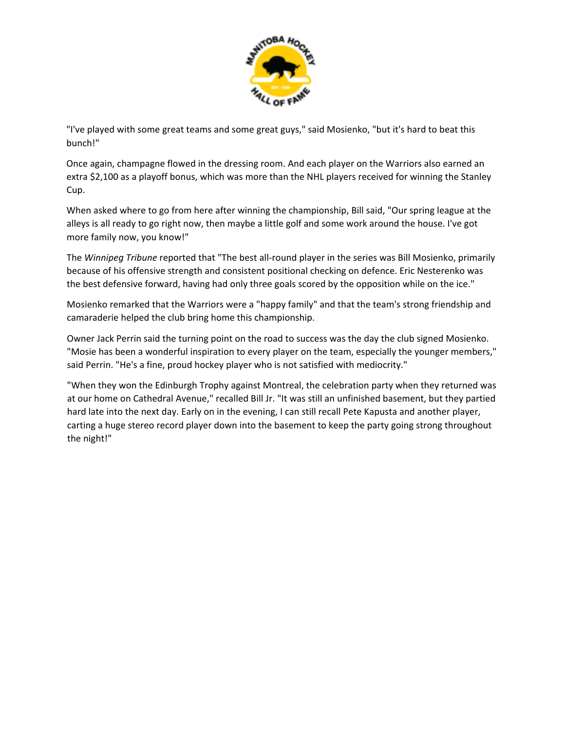"I've played with some great teams and some great guys," said Mosienko, "but it's hard to beat this bunch!"

Once again, champagne flowed in the dressing room. And each player on the Warriors also earned an extra $2,100 as a playoff bonus, which was more than the NHL players received for winning the Stanley Cup.

When asked where to go from here after winning the championship, Bill said, "Our spring league at the alleys is all ready to go right now, then maybe a little golf and some work around the house. I've got more family now, you know!"

The *Winnipeg Tribune* reported that "The best all-round player in the series was Bill Mosienko, primarily because of his offensive strength and consistent positional checking on defence. Eric Nesterenko was the best defensive forward, having had only three goals scored by the opposition while on the ice."

Mosienko remarked that the Warriors were a "happy family" and that the team's strong friendship and camaraderie helped the club bring home this championship.

Owner Jack Perrin said the turning point on the road to success was the day the club signed Mosienko. "Mosie has been a wonderful inspiration to every player on the team, especially the younger members," said Perrin. "He's a fine, proud hockey player who is not satisfied with mediocrity."

"When they won the Edinburgh Trophy against Montreal, the celebration party when they returned was at our home on Cathedral Avenue," recalled Bill Jr. "It was still an unfinished basement, but they partied hard late into the next day. Early on in the evening, I can still recall Pete Kapusta and another player, carting a huge stereo record player down into the basement to keep the party going strong throughout the night!"